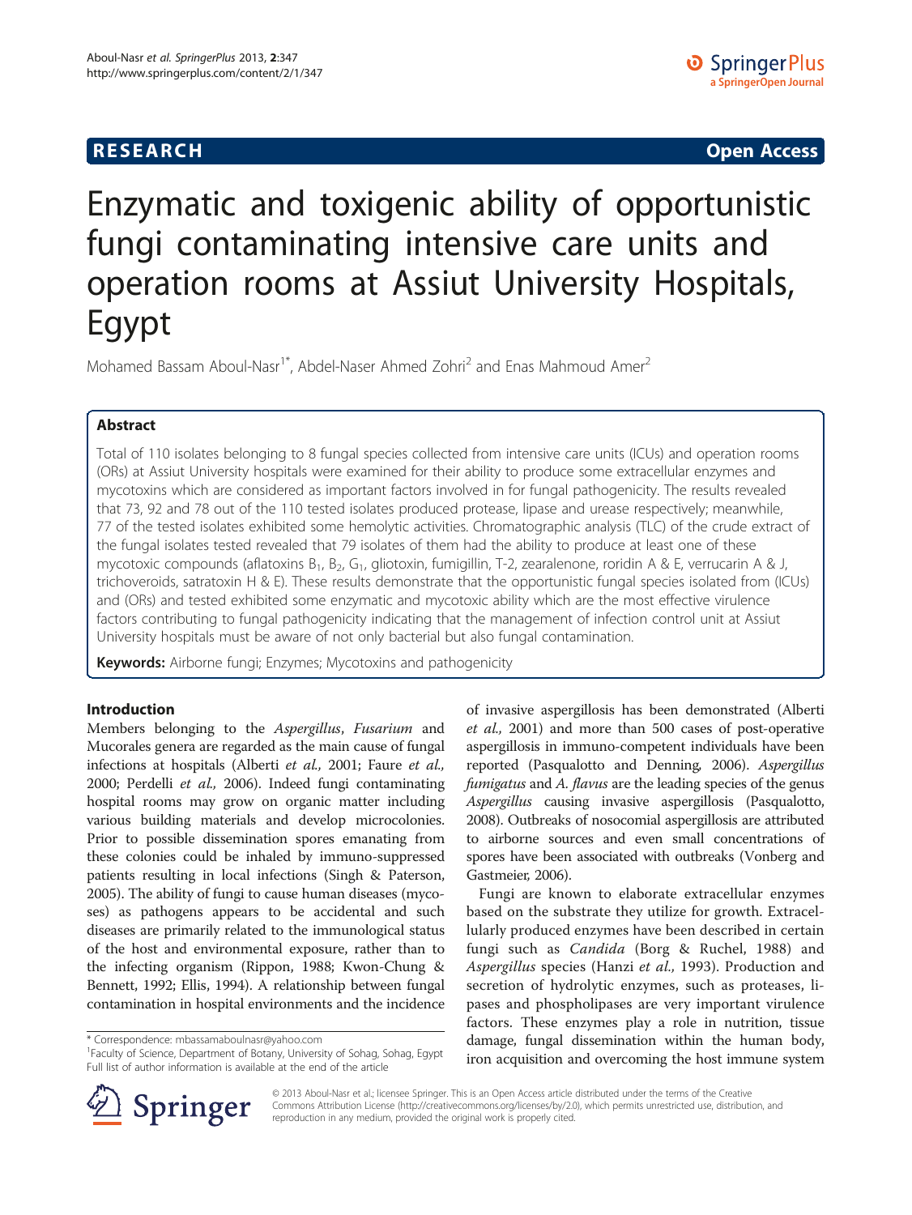**RESEARCH** **Open Access**

# Enzymatic and toxigenic ability of opportunistic fungi contaminating intensive care units and operation rooms at Assiut University Hospitals, Egypt

Mohamed Bassam Aboul-Nasr[1*], Abdel-Naser Ahmed Zohri[2] and Enas Mahmoud Amer[2]

## Abstract

Total of 110 isolates belonging to 8 fungal species collected from intensive care units (ICUs) and operation rooms (ORs) at Assiut University hospitals were examined for their ability to produce some extracellular enzymes and mycotoxins which are considered as important factors involved in for fungal pathogenicity. The results revealed that 73, 92 and 78 out of the 110 tested isolates produced protease, lipase and urease respectively; meanwhile, 77 of the tested isolates exhibited some hemolytic activities. Chromatographic analysis (TLC) of the crude extract of the fungal isolates tested revealed that 79 isolates of them had the ability to produce at least one of these mycotoxic compounds (aflatoxins $B_1$, $B_2$, $G_1$, gliotoxin, fumigillin, T-2, zearalenone, roridin A & E, verrucarin A & J, trichoveroids, satratoxin H & E). These results demonstrate that the opportunistic fungal species isolated from (ICUs) and (ORs) and tested exhibited some enzymatic and mycotoxic ability which are the most effective virulence factors contributing to fungal pathogenicity indicating that the management of infection control unit at Assiut University hospitals must be aware of not only bacterial but also fungal contamination.

**Keywords:** Airborne fungi; Enzymes; Mycotoxins and pathogenicity

## Introduction

Members belonging to the *Aspergillus*, *Fusarium* and Mucorales genera are regarded as the main cause of fungal infections at hospitals (Alberti *et al.*, 2001; Faure *et al.*, 2000; Perdelli *et al.*, 2006). Indeed fungi contaminating hospital rooms may grow on organic matter including various building materials and develop microcolonies. Prior to possible dissemination spores emanating from these colonies could be inhaled by immuno-suppressed patients resulting in local infections (Singh & Paterson, 2005). The ability of fungi to cause human diseases (mycoses) as pathogens appears to be accidental and such diseases are primarily related to the immunological status of the host and environmental exposure, rather than to the infecting organism (Rippon, 1988; Kwon-Chung & Bennett, 1992; Ellis, 1994). A relationship between fungal contamination in hospital environments and the incidence of invasive aspergillosis has been demonstrated (Alberti *et al.*, 2001) and more than 500 cases of post-operative aspergillosis in immuno-competent individuals have been reported (Pasqualotto and Denning, 2006). *Aspergillus fumigatus* and *A. flavus* are the leading species of the genus *Aspergillus* causing invasive aspergillosis (Pasqualotto, 2008). Outbreaks of nosocomial aspergillosis are attributed to airborne sources and even small concentrations of spores have been associated with outbreaks (Vonberg and Gastmeier, 2006).

Fungi are known to elaborate extracellular enzymes based on the substrate they utilize for growth. Extracellularly produced enzymes have been described in certain fungi such as *Candida* (Borg & Ruchel, 1988) and *Aspergillus* species (Hanzi *et al.*, 1993). Production and secretion of hydrolytic enzymes, such as proteases, lipases and phospholipases are very important virulence factors. These enzymes play a role in nutrition, tissue damage, fungal dissemination within the human body, iron acquisition and overcoming the host immune system

\* Correspondence: mbassamaboulnasr@yahoo.com
[1]Faculty of Science, Department of Botany, University of Sohag, Sohag, Egypt
Full list of author information is available at the end of the article

© 2013 Aboul-Nasr et al.; licensee Springer. This is an Open Access article distributed under the terms of the Creative Commons Attribution License (http://creativecommons.org/licenses/by/2.0), which permits unrestricted use, distribution, and reproduction in any medium, provided the original work is properly cited.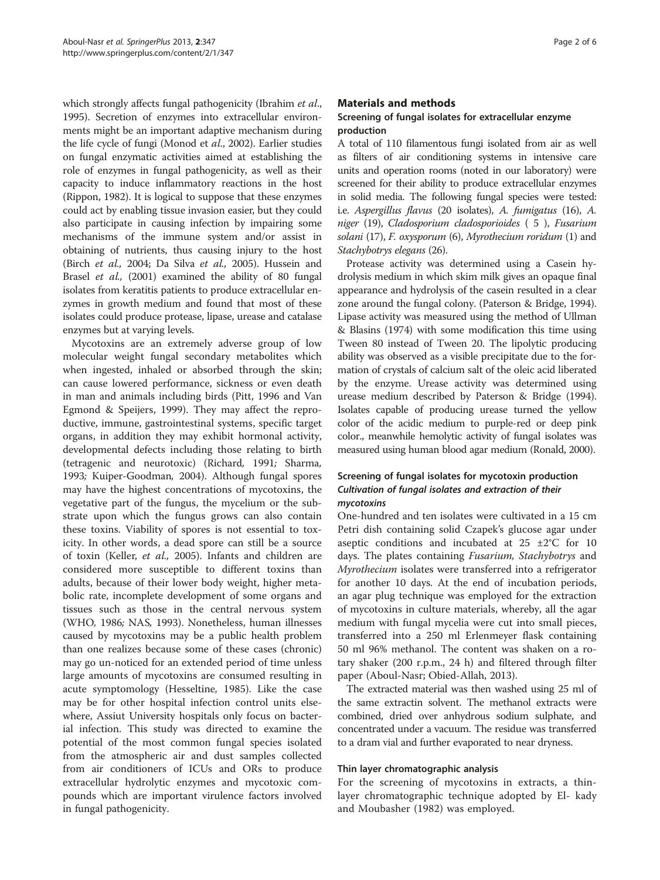which strongly affects fungal pathogenicity (Ibrahim *et al*., 1995). Secretion of enzymes into extracellular environments might be an important adaptive mechanism during the life cycle of fungi (Monod et *al*., 2002). Earlier studies on fungal enzymatic activities aimed at establishing the role of enzymes in fungal pathogenicity, as well as their capacity to induce inflammatory reactions in the host (Rippon, 1982). It is logical to suppose that these enzymes could act by enabling tissue invasion easier, but they could also participate in causing infection by impairing some mechanisms of the immune system and/or assist in obtaining of nutrients, thus causing injury to the host (Birch *et al.,* 2004; Da Silva *et al.,* 2005). Hussein and Brasel *et al.,* (2001) examined the ability of 80 fungal isolates from keratitis patients to produce extracellular enzymes in growth medium and found that most of these isolates could produce protease, lipase, urease and catalase enzymes but at varying levels.

Mycotoxins are an extremely adverse group of low molecular weight fungal secondary metabolites which when ingested, inhaled or absorbed through the skin; can cause lowered performance, sickness or even death in man and animals including birds (Pitt, 1996 and Van Egmond & Speijers, 1999). They may affect the reproductive, immune, gastrointestinal systems, specific target organs, in addition they may exhibit hormonal activity, developmental defects including those relating to birth (tetragenic and neurotoxic) (Richard*,* 1991*;* Sharma, 1993*;* Kuiper-Goodman*,* 2004). Although fungal spores may have the highest concentrations of mycotoxins, the vegetative part of the fungus, the mycelium or the substrate upon which the fungus grows can also contain these toxins. Viability of spores is not essential to toxicity. In other words, a dead spore can still be a source of toxin (Keller, *et al.,* 2005). Infants and children are considered more susceptible to different toxins than adults, because of their lower body weight, higher metabolic rate, incomplete development of some organs and tissues such as those in the central nervous system (WHO*,* 1986*;* NAS*,* 1993). Nonetheless, human illnesses caused by mycotoxins may be a public health problem than one realizes because some of these cases (chronic) may go un-noticed for an extended period of time unless large amounts of mycotoxins are consumed resulting in acute symptomology (Hesseltine*,* 1985). Like the case may be for other hospital infection control units elsewhere, Assiut University hospitals only focus on bacterial infection. This study was directed to examine the potential of the most common fungal species isolated from the atmospheric air and dust samples collected from air conditioners of ICUs and ORs to produce extracellular hydrolytic enzymes and mycotoxic compounds which are important virulence factors involved in fungal pathogenicity.

## Materials and methods

### Screening of fungal isolates for extracellular enzyme production

A total of 110 filamentous fungi isolated from air as well as filters of air conditioning systems in intensive care units and operation rooms (noted in our laboratory) were screened for their ability to produce extracellular enzymes in solid media. The following fungal species were tested: i.e. *Aspergillus flavus* (20 isolates), *A. fumigatus* (16), *A. niger* (19), *Cladosporium cladosporioides* ( 5 ), *Fusarium solani* (17), *F. oxysporum* (6), *Myrothecium roridum* (1) and *Stachybotrys elegans* (26).

Protease activity was determined using a Casein hydrolysis medium in which skim milk gives an opaque final appearance and hydrolysis of the casein resulted in a clear zone around the fungal colony. (Paterson & Bridge, 1994). Lipase activity was measured using the method of Ullman & Blasins (1974) with some modification this time using Tween 80 instead of Tween 20. The lipolytic producing ability was observed as a visible precipitate due to the formation of crystals of calcium salt of the oleic acid liberated by the enzyme. Urease activity was determined using urease medium described by Paterson & Bridge (1994). Isolates capable of producing urease turned the yellow color of the acidic medium to purple-red or deep pink color., meanwhile hemolytic activity of fungal isolates was measured using human blood agar medium (Ronald, 2000).

### Screening of fungal isolates for mycotoxin production

#### *Cultivation of fungal isolates and extraction of their mycotoxins*

One-hundred and ten isolates were cultivated in a 15 cm Petri dish containing solid Czapek's glucose agar under aseptic conditions and incubated at 25 ±2°C for 10 days. The plates containing *Fusarium, Stachybotrys* and *Myrothecium* isolates were transferred into a refrigerator for another 10 days. At the end of incubation periods, an agar plug technique was employed for the extraction of mycotoxins in culture materials, whereby, all the agar medium with fungal mycelia were cut into small pieces, transferred into a 250 ml Erlenmeyer flask containing 50 ml 96% methanol. The content was shaken on a rotary shaker (200 r.p.m., 24 h) and filtered through filter paper (Aboul-Nasr; Obied-Allah, 2013).

The extracted material was then washed using 25 ml of the same extractin solvent. The methanol extracts were combined, dried over anhydrous sodium sulphate, and concentrated under a vacuum. The residue was transferred to a dram vial and further evaporated to near dryness.

### Thin layer chromatographic analysis

For the screening of mycotoxins in extracts, a thin-layer chromatographic technique adopted by El- kady and Moubasher (1982) was employed.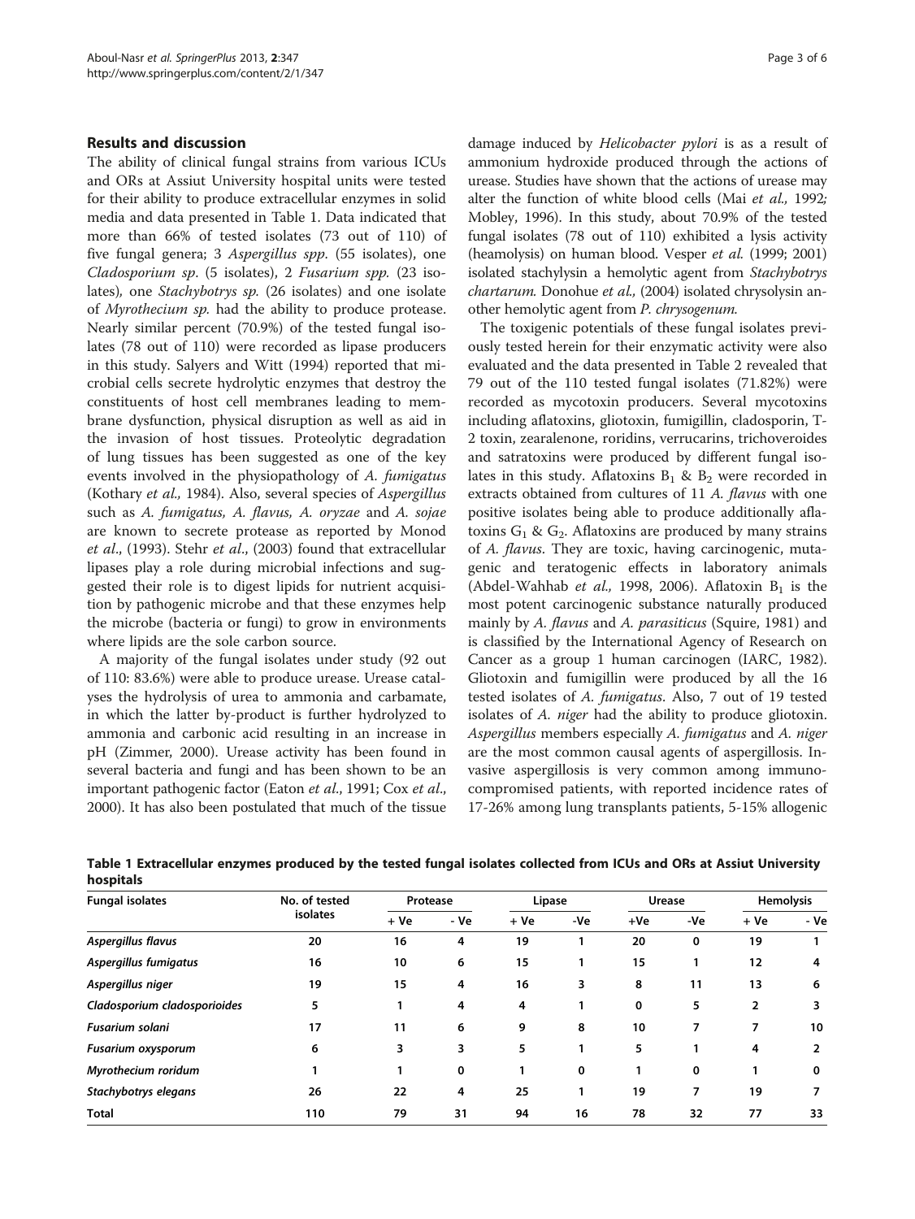## Results and discussion

The ability of clinical fungal strains from various ICUs and ORs at Assiut University hospital units were tested for their ability to produce extracellular enzymes in solid media and data presented in Table 1. Data indicated that more than 66% of tested isolates (73 out of 110) of five fungal genera; 3 *Aspergillus spp*. (55 isolates), one *Cladosporium sp*. (5 isolates), 2 *Fusarium spp.* (23 isolates), one *Stachybotrys sp.* (26 isolates) and one isolate of *Myrothecium sp.* had the ability to produce protease. Nearly similar percent (70.9%) of the tested fungal isolates (78 out of 110) were recorded as lipase producers in this study. Salyers and Witt (1994) reported that microbial cells secrete hydrolytic enzymes that destroy the constituents of host cell membranes leading to membrane dysfunction, physical disruption as well as aid in the invasion of host tissues. Proteolytic degradation of lung tissues has been suggested as one of the key events involved in the physiopathology of *A. fumigatus* (Kothary *et al.,* 1984). Also, several species of *Aspergillus* such as *A. fumigatus, A. flavus, A. oryzae* and *A. sojae* are known to secrete protease as reported by Monod *et al*., (1993). Stehr *et al*., (2003) found that extracellular lipases play a role during microbial infections and suggested their role is to digest lipids for nutrient acquisition by pathogenic microbe and that these enzymes help the microbe (bacteria or fungi) to grow in environments where lipids are the sole carbon source.

A majority of the fungal isolates under study (92 out of 110: 83.6%) were able to produce urease. Urease catalyses the hydrolysis of urea to ammonia and carbamate, in which the latter by-product is further hydrolyzed to ammonia and carbonic acid resulting in an increase in pH (Zimmer, 2000). Urease activity has been found in several bacteria and fungi and has been shown to be an important pathogenic factor (Eaton *et al*., 1991; Cox *et al*., 2000). It has also been postulated that much of the tissue damage induced by *Helicobacter pylori* is as a result of ammonium hydroxide produced through the actions of urease. Studies have shown that the actions of urease may alter the function of white blood cells (Mai *et al.,* 1992*;* Mobley, 1996). In this study, about 70.9% of the tested fungal isolates (78 out of 110) exhibited a lysis activity (heamolysis) on human blood. Vesper *et al.* (1999; 2001) isolated stachylysin a hemolytic agent from *Stachybotrys chartarum.* Donohue *et al.,* (2004) isolated chrysolysin another hemolytic agent from *P. chrysogenum.*

The toxigenic potentials of these fungal isolates previously tested herein for their enzymatic activity were also evaluated and the data presented in Table 2 revealed that 79 out of the 110 tested fungal isolates (71.82%) were recorded as mycotoxin producers. Several mycotoxins including aflatoxins, gliotoxin, fumigillin, cladosporin, T-2 toxin, zearalenone, roridins, verrucarins, trichoveroides and satratoxins were produced by different fungal isolates in this study. Aflatoxins $B_1$ & $B_2$ were recorded in extracts obtained from cultures of 11 *A. flavus* with one positive isolates being able to produce additionally aflatoxins $G_1$ & $G_2$. Aflatoxins are produced by many strains of *A. flavus*. They are toxic, having carcinogenic, mutagenic and teratogenic effects in laboratory animals (Abdel-Wahhab *et al.,* 1998, 2006). Aflatoxin $B_1$ is the most potent carcinogenic substance naturally produced mainly by *A. flavus* and *A. parasiticus* (Squire, 1981) and is classified by the International Agency of Research on Cancer as a group 1 human carcinogen (IARC, 1982). Gliotoxin and fumigillin were produced by all the 16 tested isolates of *A. fumigatus*. Also, 7 out of 19 tested isolates of *A. niger* had the ability to produce gliotoxin. *Aspergillus* members especially *A. fumigatus* and *A. niger* are the most common causal agents of aspergillosis. Invasive aspergillosis is very common among immunocompromised patients, with reported incidence rates of 17-26% among lung transplants patients, 5-15% allogenic

**Table 1 Extracellular enzymes produced by the tested fungal isolates collected from ICUs and ORs at Assiut University hospitals**

| Fungal isolates | No. of tested isolates | Protease | | Lipase | | Urease | | Hemolysis | |
|---|---|---|---|---|---|---|---|---|---|
| | | + Ve | - Ve | + Ve | -Ve | +Ve | -Ve | + Ve | - Ve |
| ***Aspergillus flavus*** | **20** | **16** | **4** | **19** | **1** | **20** | **0** | **19** | **1** |
| ***Aspergillus fumigatus*** | **16** | **10** | **6** | **15** | **1** | **15** | **1** | **12** | **4** |
| ***Aspergillus niger*** | **19** | **15** | **4** | **16** | **3** | **8** | **11** | **13** | **6** |
| ***Cladosporium cladosporioides*** | **5** | **1** | **4** | **4** | **1** | **0** | **5** | **2** | **3** |
| ***Fusarium solani*** | **17** | **11** | **6** | **9** | **8** | **10** | **7** | **7** | **10** |
| ***Fusarium oxysporum*** | **6** | **3** | **3** | **5** | **1** | **5** | **1** | **4** | **2** |
| ***Myrothecium roridum*** | **1** | **1** | **0** | **1** | **0** | **1** | **0** | **1** | **0** |
| ***Stachybotrys elegans*** | **26** | **22** | **4** | **25** | **1** | **19** | **7** | **19** | **7** |
| **Total** | **110** | **79** | **31** | **94** | **16** | **78** | **32** | **77** | **33** |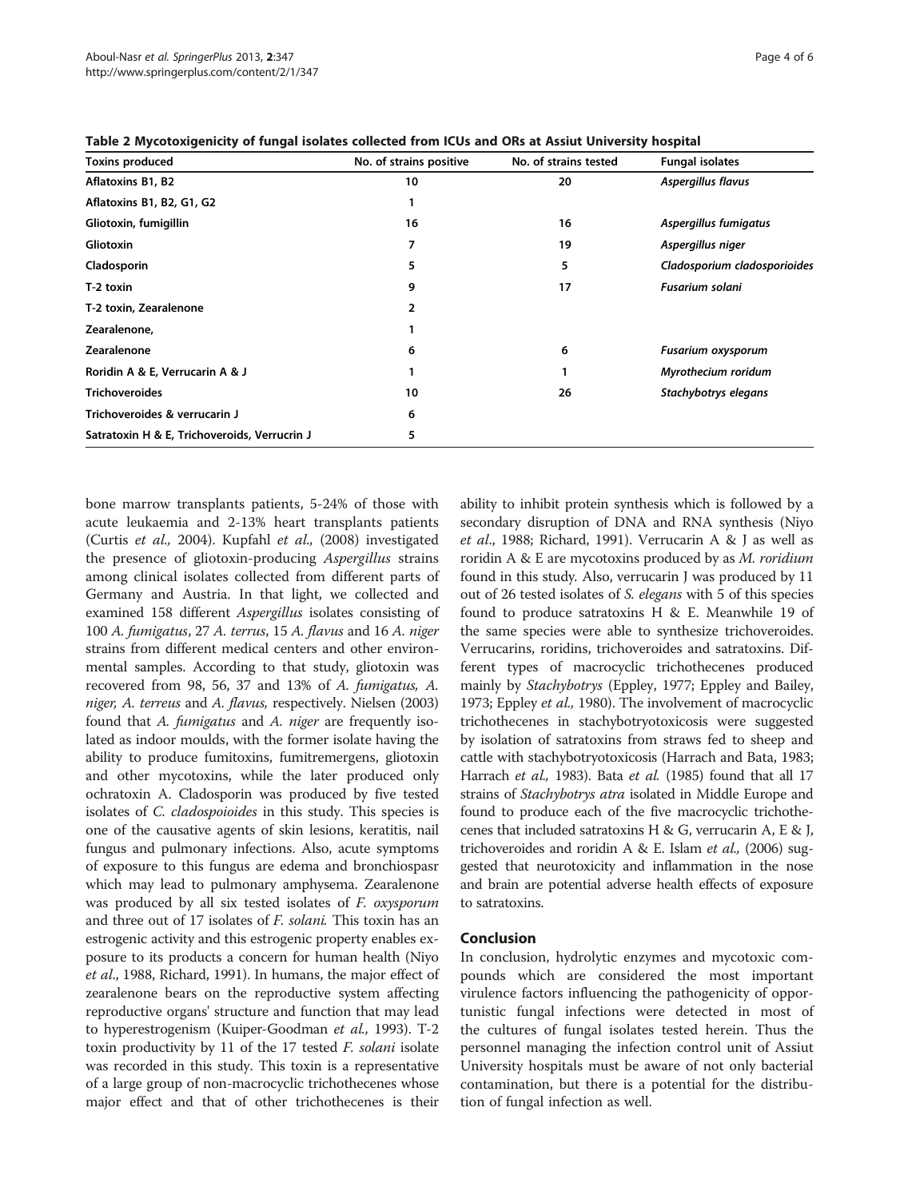**Table 2 Mycotoxigenicity of fungal isolates collected from ICUs and ORs at Assiut University hospital**

| Toxins produced | No. of strains positive | No. of strains tested | Fungal isolates |
|---|---|---|---|
| Aflatoxins B1, B2 | 10 | 20 | *Aspergillus flavus* |
| Aflatoxins B1, B2, G1, G2 | 1 | | |
| Gliotoxin, fumigillin | 16 | 16 | *Aspergillus fumigatus* |
| Gliotoxin | 7 | 19 | *Aspergillus niger* |
| Cladosporin | 5 | 5 | *Cladosporium cladosporioides* |
| T-2 toxin | 9 | 17 | *Fusarium solani* |
| T-2 toxin, Zearalenone | 2 | | |
| Zearalenone, | 1 | | |
| Zearalenone | 6 | 6 | *Fusarium oxysporum* |
| Roridin A & E, Verrucarin A & J | 1 | 1 | *Myrothecium roridum* |
| Trichoveroides | 10 | 26 | *Stachybotrys elegans* |
| Trichoveroides & verrucarin J | 6 | | |
| Satratoxin H & E, Trichoveroids, Verrucrin J | 5 | | |

bone marrow transplants patients, 5-24% of those with acute leukaemia and 2-13% heart transplants patients (Curtis *et al.,* 2004). Kupfahl *et al.,* (2008) investigated the presence of gliotoxin-producing *Aspergillus* strains among clinical isolates collected from different parts of Germany and Austria. In that light, we collected and examined 158 different *Aspergillus* isolates consisting of 100 *A. fumigatus*, 27 *A. terrus*, 15 *A. flavus* and 16 *A. niger* strains from different medical centers and other environmental samples. According to that study, gliotoxin was recovered from 98, 56, 37 and 13% of *A. fumigatus, A. niger, A. terreus* and *A. flavus,* respectively. Nielsen (2003) found that *A. fumigatus* and *A. niger* are frequently isolated as indoor moulds, with the former isolate having the ability to produce fumitoxins, fumitremergens, gliotoxin and other mycotoxins, while the later produced only ochratoxin A. Cladosporin was produced by five tested isolates of *C. cladospoioides* in this study. This species is one of the causative agents of skin lesions, keratitis, nail fungus and pulmonary infections. Also, acute symptoms of exposure to this fungus are edema and bronchiospasr which may lead to pulmonary amphysema. Zearalenone was produced by all six tested isolates of *F. oxysporum* and three out of 17 isolates of *F. solani.* This toxin has an estrogenic activity and this estrogenic property enables exposure to its products a concern for human health (Niyo *et al*., 1988, Richard, 1991). In humans, the major effect of zearalenone bears on the reproductive system affecting reproductive organs' structure and function that may lead to hyperestrogenism (Kuiper-Goodman *et al.,* 1993). T-2 toxin productivity by 11 of the 17 tested *F. solani* isolate was recorded in this study. This toxin is a representative of a large group of non-macrocyclic trichothecenes whose major effect and that of other trichothecenes is their ability to inhibit protein synthesis which is followed by a secondary disruption of DNA and RNA synthesis (Niyo *et al*., 1988; Richard, 1991). Verrucarin A & J as well as roridin A & E are mycotoxins produced by as *M. roridium* found in this study. Also, verrucarin J was produced by 11 out of 26 tested isolates of *S. elegans* with 5 of this species found to produce satratoxins H & E. Meanwhile 19 of the same species were able to synthesize trichoveroides. Verrucarins, roridins, trichoveroides and satratoxins. Different types of macrocyclic trichothecenes produced mainly by *Stachybotrys* (Eppley, 1977; Eppley and Bailey, 1973; Eppley *et al.,* 1980). The involvement of macrocyclic trichothecenes in stachybotryotoxicosis were suggested by isolation of satratoxins from straws fed to sheep and cattle with stachybotryotoxicosis (Harrach and Bata, 1983; Harrach *et al.,* 1983). Bata *et al.* (1985) found that all 17 strains of *Stachybotrys atra* isolated in Middle Europe and found to produce each of the five macrocyclic trichothecenes that included satratoxins H & G, verrcucarin A, E & J, trichoveroides and roridin A & E. Islam *et al.,* (2006) suggested that neurotoxicity and inflammation in the nose and brain are potential adverse health effects of exposure to satratoxins.

## Conclusion

In conclusion, hydrolytic enzymes and mycotoxic compounds which are considered the most important virulence factors influencing the pathogenicity of opportunistic fungal infections were detected in most of the cultures of fungal isolates tested herein. Thus the personnel managing the infection control unit of Assiut University hospitals must be aware of not only bacterial contamination, but there is a potential for the distribution of fungal infection as well.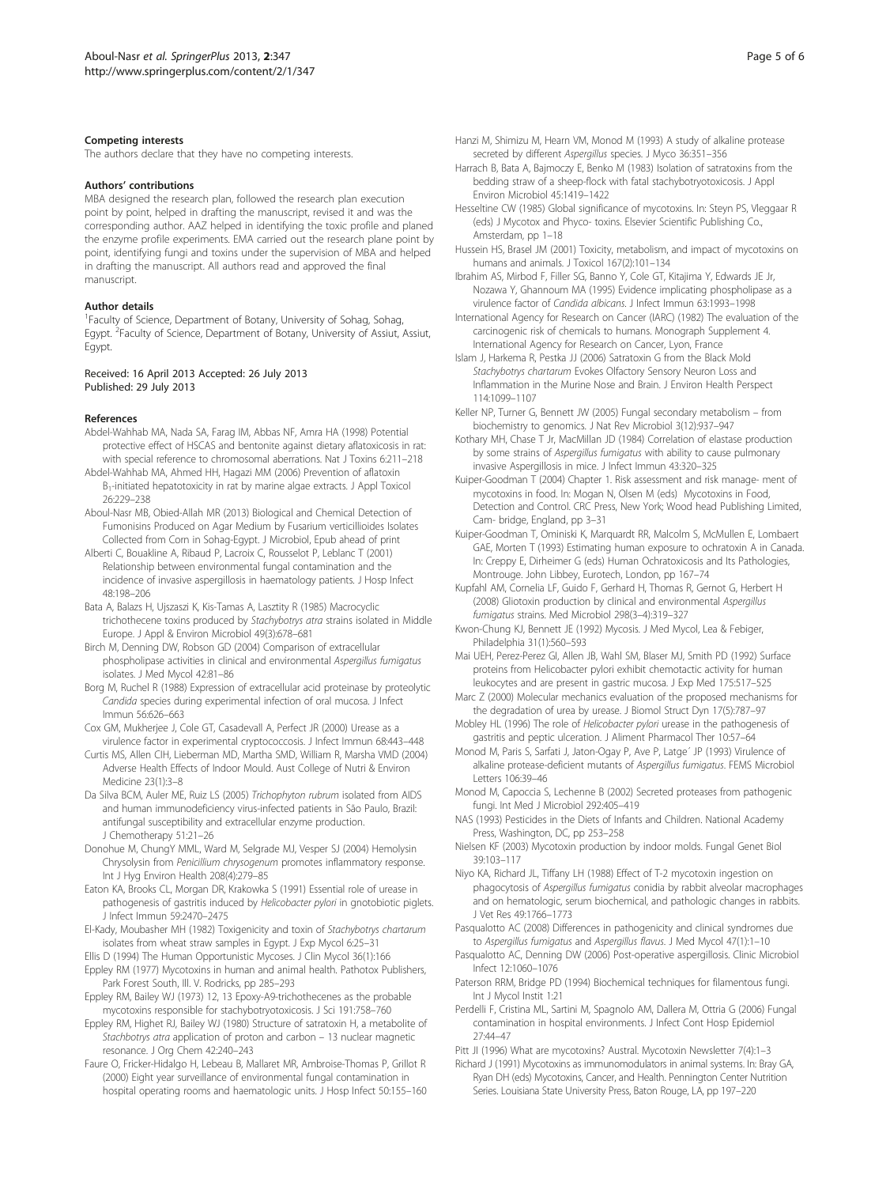#### Competing interests

The authors declare that they have no competing interests.

#### Authors' contributions

MBA designed the research plan, followed the research plan execution point by point, helped in drafting the manuscript, revised it and was the corresponding author. AAZ helped in identifying the toxic profile and planed the enzyme profile experiments. EMA carried out the research plane point by point, identifying fungi and toxins under the supervision of MBA and helped in drafting the manuscript. All authors read and approved the final manuscript.

#### Author details

[1]Faculty of Science, Department of Botany, University of Sohag, Sohag, Egypt. [2]Faculty of Science, Department of Botany, University of Assiut, Assiut, Egypt.

Received: 16 April 2013 Accepted: 26 July 2013
Published: 29 July 2013

#### References

Abdel-Wahhab MA, Nada SA, Farag IM, Abbas NF, Amra HA (1998) Potential protective effect of HSCAS and bentonite against dietary aflatoxicosis in rat: with special reference to chromosomal aberrations. Nat J Toxins 6:211–218

Abdel-Wahhab MA, Ahmed HH, Hagazi MM (2006) Prevention of aflatoxin $B_1$-initiated hepatotoxicity in rat by marine algae extracts. J Appl Toxicol 26:229–238

Aboul-Nasr MB, Obied-Allah MR (2013) Biological and Chemical Detection of Fumonisins Produced on Agar Medium by Fusarium verticillioides Isolates Collected from Corn in Sohag-Egypt. J Microbiol, Epub ahead of print

Alberti C, Bouakline A, Ribaud P, Lacroix C, Rousselot P, Leblanc T (2001) Relationship between environmental fungal contamination and the incidence of invasive aspergillosis in haematology patients. J Hosp Infect 48:198–206

Bata A, Balazs H, Ujszaszi K, Kis-Tamas A, Lasztity R (1985) Macrocyclic trichothecene toxins produced by *Stachybotrys atra* strains isolated in Middle Europe. J Appl & Environ Microbiol 49(3):678–681

Birch M, Denning DW, Robson GD (2004) Comparison of extracellular phospholipase activities in clinical and environmental *Aspergillus fumigatus* isolates. J Med Mycol 42:81–86

Borg M, Ruchel R (1988) Expression of extracellular acid proteinase by proteolytic *Candida* species during experimental infection of oral mucosa. J Infect Immun 56:626–663

Cox GM, Mukherjee J, Cole GT, Casadevall A, Perfect JR (2000) Urease as a virulence factor in experimental cryptococcosis. J Infect Immun 68:443–448

Curtis MS, Allen CIH, Lieberman MD, Martha SMD, William R, Marsha VMD (2004) Adverse Health Effects of Indoor Mould. Aust College of Nutri & Environ Medicine 23(1):3–8

Da Silva BCM, Auler ME, Ruiz LS (2005) *Trichophyton rubrum* isolated from AIDS and human immunodeficiency virus-infected patients in São Paulo, Brazil: antifungal susceptibility and extracellular enzyme production. J Chemotherapy 51:21–26

Donohue M, ChungY MML, Ward M, Selgrade MJ, Vesper SJ (2004) Hemolysin Chrysolysin from *Penicillium chrysogenum* promotes inflammatory response. Int J Hyg Environ Health 208(4):279–85

Eaton KA, Brooks CL, Morgan DR, Krakowka S (1991) Essential role of urease in pathogenesis of gastritis induced by *Helicobacter pylori* in gnotobiotic piglets. J Infect Immun 59:2470–2475

El-Kady, Moubasher MH (1982) Toxigenicity and toxin of *Stachybotrys chartarum* isolates from wheat straw samples in Egypt. J Exp Mycol 6:25–31

Ellis D (1994) The Human Opportunistic Mycoses. J Clin Mycol 36(1):166

Eppley RM (1977) Mycotoxins in human and animal health. Pathotox Publishers, Park Forest South, Ill. V. Rodricks, pp 285–293

Eppley RM, Bailey WJ (1973) 12, 13 Epoxy-A9-trichothecenes as the probable mycotoxins responsible for stachybotryotoxicosis. J Sci 191:758–760

Eppley RM, Highet RJ, Bailey WJ (1980) Structure of satratoxin H, a metabolite of *Stachbotrys atra* application of proton and carbon – 13 nuclear magnetic resonance. J Org Chem 42:240–243

Faure O, Fricker-Hidalgo H, Lebeau B, Mallaret MR, Ambroise-Thomas P, Grillot R (2000) Eight year surveillance of environmental fungal contamination in hospital operating rooms and haematologic units. J Hosp Infect 50:155–160

Hanzi M, Shimizu M, Hearn VM, Monod M (1993) A study of alkaline protease secreted by different *Aspergillus* species. J Myco 36:351–356

Harrach B, Bata A, Bajmoczy E, Benko M (1983) Isolation of satratoxins from the bedding straw of a sheep-flock with fatal stachybotryotoxicosis. J Appl Environ Microbiol 45:1419–1422

Hesseltine CW (1985) Global significance of mycotoxins. In: Steyn PS, Vleggaar R (eds) J Mycotox and Phyco- toxins. Elsevier Scientific Publishing Co., Amsterdam, pp 1–18

Hussein HS, Brasel JM (2001) Toxicity, metabolism, and impact of mycotoxins on humans and animals. J Toxicol 167(2):101–134

Ibrahim AS, Mirbod F, Filler SG, Banno Y, Cole GT, Kitajima Y, Edwards JE Jr, Nozawa Y, Ghannoum MA (1995) Evidence implicating phospholipase as a virulence factor of *Candida albicans*. J Infect Immun 63:1993–1998

International Agency for Research on Cancer (IARC) (1982) The evaluation of the carcinogenic risk of chemicals to humans. Monograph Supplement 4. International Agency for Research on Cancer, Lyon, France

Islam J, Harkema R, Pestka JJ (2006) Satratoxin G from the Black Mold *Stachybotrys chartarum* Evokes Olfactory Sensory Neuron Loss and Inflammation in the Murine Nose and Brain. J Environ Health Perspect 114:1099–1107

Keller NP, Turner G, Bennett JW (2005) Fungal secondary metabolism – from biochemistry to genomics. J Nat Rev Microbiol 3(12):937–947

Kothary MH, Chase T Jr, MacMillan JD (1984) Correlation of elastase production by some strains of *Aspergillus fumigatus* with ability to cause pulmonary invasive Aspergillosis in mice. J Infect Immun 43:320–325

Kuiper-Goodman T (2004) Chapter 1. Risk assessment and risk manage- ment of mycotoxins in food. In: Mogan N, Olsen M (eds) Mycotoxins in Food, Detection and Control. CRC Press, New York; Wood head Publishing Limited, Cam- bridge, England, pp 3–31

Kuiper-Goodman T, Ominiski K, Marquardt RR, Malcolm S, McMullen E, Lombaert GAE, Morten T (1993) Estimating human exposure to ochratoxin A in Canada. In: Creppy E, Dirheimer G (eds) Human Ochratoxicosis and Its Pathologies, Montrouge. John Libbey, Eurotech, London, pp 167–74

Kupfahl AM, Cornelia LF, Guido F, Gerhard H, Thomas R, Gernot G, Herbert H (2008) Gliotoxin production by clinical and environmental *Aspergillus fumigatus* strains. Med Microbiol 298(3–4):319–327

Kwon-Chung KJ, Bennett JE (1992) Mycosis. J Med Mycol, Lea & Febiger, Philadelphia 31(1):560–593

Mai UEH, Perez-Perez GI, Allen JB, Wahl SM, Blaser MJ, Smith PD (1992) Surface proteins from Helicobacter pylori exhibit chemotactic activity for human leukocytes and are present in gastric mucosa. J Exp Med 175:517–525

Marc Z (2000) Molecular mechanics evaluation of the proposed mechanisms for the degradation of urea by urease. J Biomol Struct Dyn 17(5):787–97

Mobley HL (1996) The role of *Helicobacter pylori* urease in the pathogenesis of gastritis and peptic ulceration. J Aliment Pharmacol Ther 10:57–64

Monod M, Paris S, Sarfati J, Jaton-Ogay P, Ave P, Latge´ JP (1993) Virulence of alkaline protease-deficient mutants of *Aspergillus fumigatus*. FEMS Microbiol Letters 106:39–46

Monod M, Capoccia S, Lechenne B (2002) Secreted proteases from pathogenic fungi. Int Med J Microbiol 292:405–419

NAS (1993) Pesticides in the Diets of Infants and Children. National Academy Press, Washington, DC, pp 253–258

Nielsen KF (2003) Mycotoxin production by indoor molds. Fungal Genet Biol 39:103–117

Niyo KA, Richard JL, Tiffany LH (1988) Effect of T-2 mycotoxin ingestion on phagocytosis of *Aspergillus fumigatus* conidia by rabbit alveolar macrophages and on hematologic, serum biochemical, and pathologic changes in rabbits. J Vet Res 49:1766–1773

Pasqualotto AC (2008) Differences in pathogenicity and clinical syndromes due to *Aspergillus fumigatus* and *Aspergillus flavus*. J Med Mycol 47(1):1–10

Pasqualotto AC, Denning DW (2006) Post-operative aspergillosis. Clinic Microbiol Infect 12:1060–1076

Paterson RRM, Bridge PD (1994) Biochemical techniques for filamentous fungi. Int J Mycol Instit 1:21

Perdelli F, Cristina ML, Sartini M, Spagnolo AM, Dallera M, Ottria G (2006) Fungal contamination in hospital environments. J Infect Cont Hosp Epidemiol 27:44–47

Pitt JI (1996) What are mycotoxins? Austral. Mycotoxin Newsletter 7(4):1–3

Richard J (1991) Mycotoxins as immunomodulators in animal systems. In: Bray GA, Ryan DH (eds) Mycotoxins, Cancer, and Health. Pennington Center Nutrition Series. Louisiana State University Press, Baton Rouge, LA, pp 197–220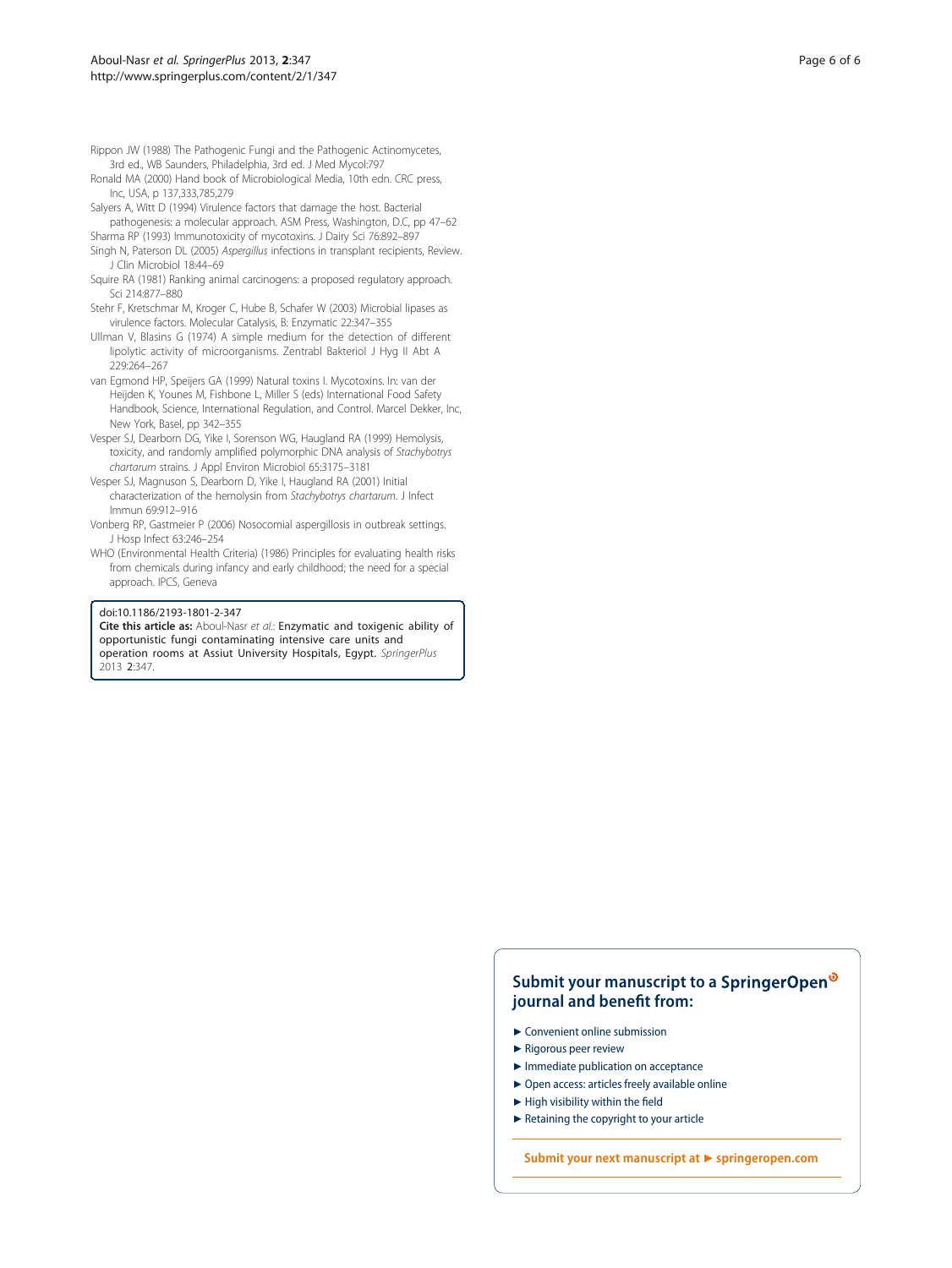Rippon JW (1988) The Pathogenic Fungi and the Pathogenic Actinomycetes, 3rd ed., WB Saunders, Philadelphia, 3rd ed. J Med Mycol:797

Ronald MA (2000) Hand book of Microbiological Media, 10th edn. CRC press, Inc, USA, p 137,333,785,279

Salyers A, Witt D (1994) Virulence factors that damage the host. Bacterial pathogenesis: a molecular approach. ASM Press, Washington, D.C, pp 47–62

Sharma RP (1993) Immunotoxicity of mycotoxins. J Dairy Sci 76:892–897

Singh N, Paterson DL (2005) *Aspergillus* infections in transplant recipients, Review. J Clin Microbiol 18:44–69

Squire RA (1981) Ranking animal carcinogens: a proposed regulatory approach. Sci 214:877–880

Stehr F, Kretschmar M, Kroger C, Hube B, Schafer W (2003) Microbial lipases as virulence factors. Molecular Catalysis, B: Enzymatic 22:347–355

Ullman V, Blasins G (1974) A simple medium for the detection of different lipolytic activity of microorganisms. Zentrabl Bakteriol J Hyg II Abt A 229:264–267

van Egmond HP, Speijers GA (1999) Natural toxins I. Mycotoxins. In: van der Heijden K, Younes M, Fishbone L, Miller S (eds) International Food Safety Handbook, Science, International Regulation, and Control. Marcel Dekker, Inc, New York, Basel, pp 342–355

Vesper SJ, Dearborn DG, Yike I, Sorenson WG, Haugland RA (1999) Hemolysis, toxicity, and randomly amplified polymorphic DNA analysis of *Stachybotrys chartarum* strains. J Appl Environ Microbiol 65:3175–3181

Vesper SJ, Magnuson S, Dearborn D, Yike I, Haugland RA (2001) Initial characterization of the hemolysin from *Stachybotrys chartarum*. J Infect Immun 69:912–916

Vonberg RP, Gastmeier P (2006) Nosocomial aspergillosis in outbreak settings. J Hosp Infect 63:246–254

WHO (Environmental Health Criteria) (1986) Principles for evaluating health risks from chemicals during infancy and early childhood; the need for a special approach. IPCS, Geneva

doi:10.1186/2193-1801-2-347

**Cite this article as:** Aboul-Nasr *et al.*: Enzymatic and toxigenic ability of opportunistic fungi contaminating intensive care units and operation rooms at Assiut University Hospitals, Egypt. *SpringerPlus* 2013 **2**:347.

## Submit your manuscript to a SpringerOpen journal and benefit from:

- ► Convenient online submission
- ► Rigorous peer review
- ► Immediate publication on acceptance
- ► Open access: articles freely available online
- ► High visibility within the field
- ► Retaining the copyright to your article

**Submit your next manuscript at ► springeropen.com**